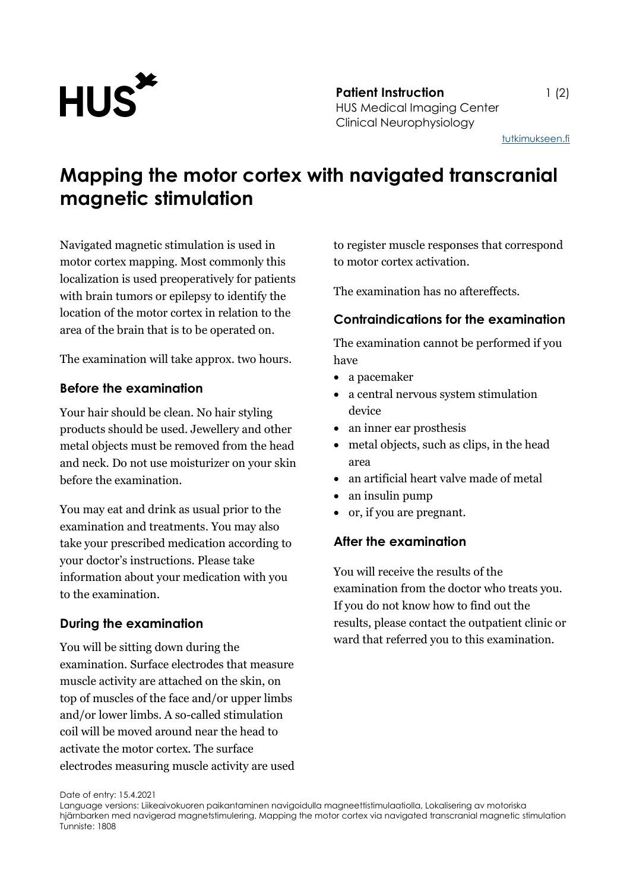**Patient Instruction**
HUS Medical Imaging Center
Clinical Neurophysiology

tutkimukseen.fi

# Mapping the motor cortex with navigated transcranial magnetic stimulation

Navigated magnetic stimulation is used in motor cortex mapping. Most commonly this localization is used preoperatively for patients with brain tumors or epilepsy to identify the location of the motor cortex in relation to the area of the brain that is to be operated on.

The examination will take approx. two hours.

## Before the examination

Your hair should be clean. No hair styling products should be used. Jewellery and other metal objects must be removed from the head and neck. Do not use moisturizer on your skin before the examination.

You may eat and drink as usual prior to the examination and treatments. You may also take your prescribed medication according to your doctor's instructions. Please take information about your medication with you to the examination.

## During the examination

You will be sitting down during the examination. Surface electrodes that measure muscle activity are attached on the skin, on top of muscles of the face and/or upper limbs and/or lower limbs. A so-called stimulation coil will be moved around near the head to activate the motor cortex. The surface electrodes measuring muscle activity are used to register muscle responses that correspond to motor cortex activation.

The examination has no aftereffects.

## Contraindications for the examination

The examination cannot be performed if you have

- a pacemaker
- a central nervous system stimulation device
- an inner ear prosthesis
- metal objects, such as clips, in the head area
- an artificial heart valve made of metal
- an insulin pump
- or, if you are pregnant.

## After the examination

You will receive the results of the examination from the doctor who treats you. If you do not know how to find out the results, please contact the outpatient clinic or ward that referred you to this examination.

Date of entry: 15.4.2021
Language versions: Liikeaivokuoren paikantaminen navigoidulla magneettistimulaatiolla, Lokalisering av motoriska hjärnbarken med navigerad magnetstimulering, Mapping the motor cortex via navigated transcranial magnetic stimulation
Tunniste: 1808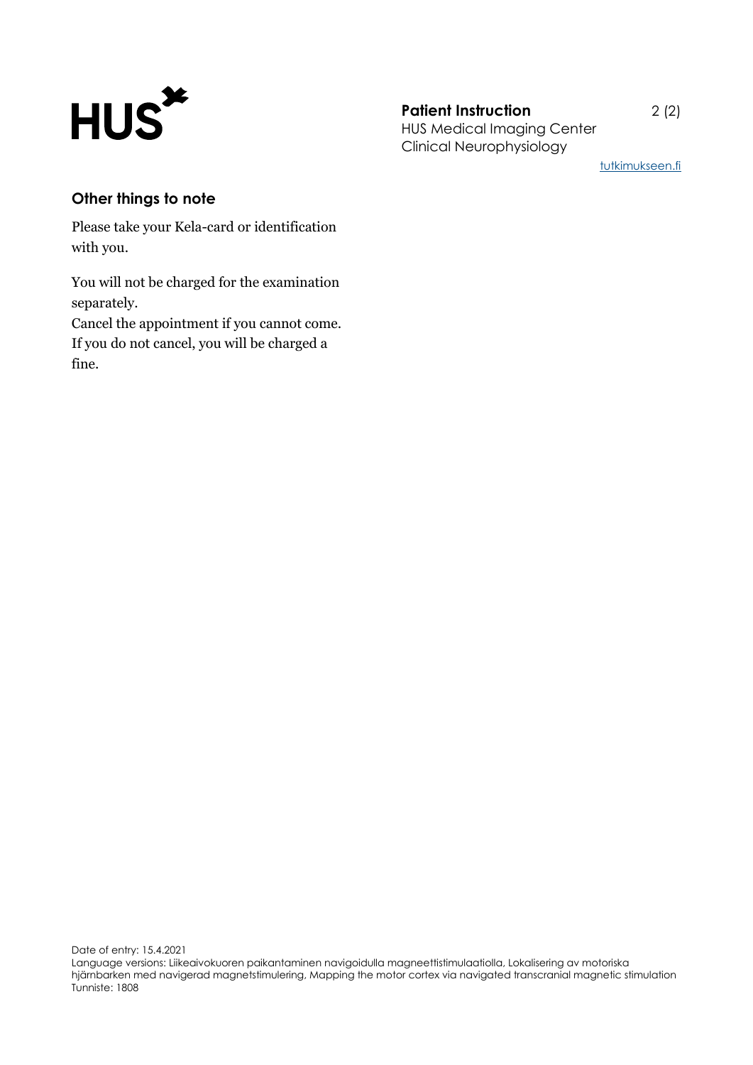## Other things to note

Please take your Kela-card or identification with you.

You will not be charged for the examination separately.
Cancel the appointment if you cannot come. If you do not cancel, you will be charged a fine.

Date of entry: 15.4.2021
Language versions: Liikeaivokuoren paikantaminen navigoidulla magneettistimulaatiolla, Lokalisering av motoriska hjärnbarken med navigerad magnetstimulering, Mapping the motor cortex via navigated transcranial magnetic stimulation
Tunniste: 1808